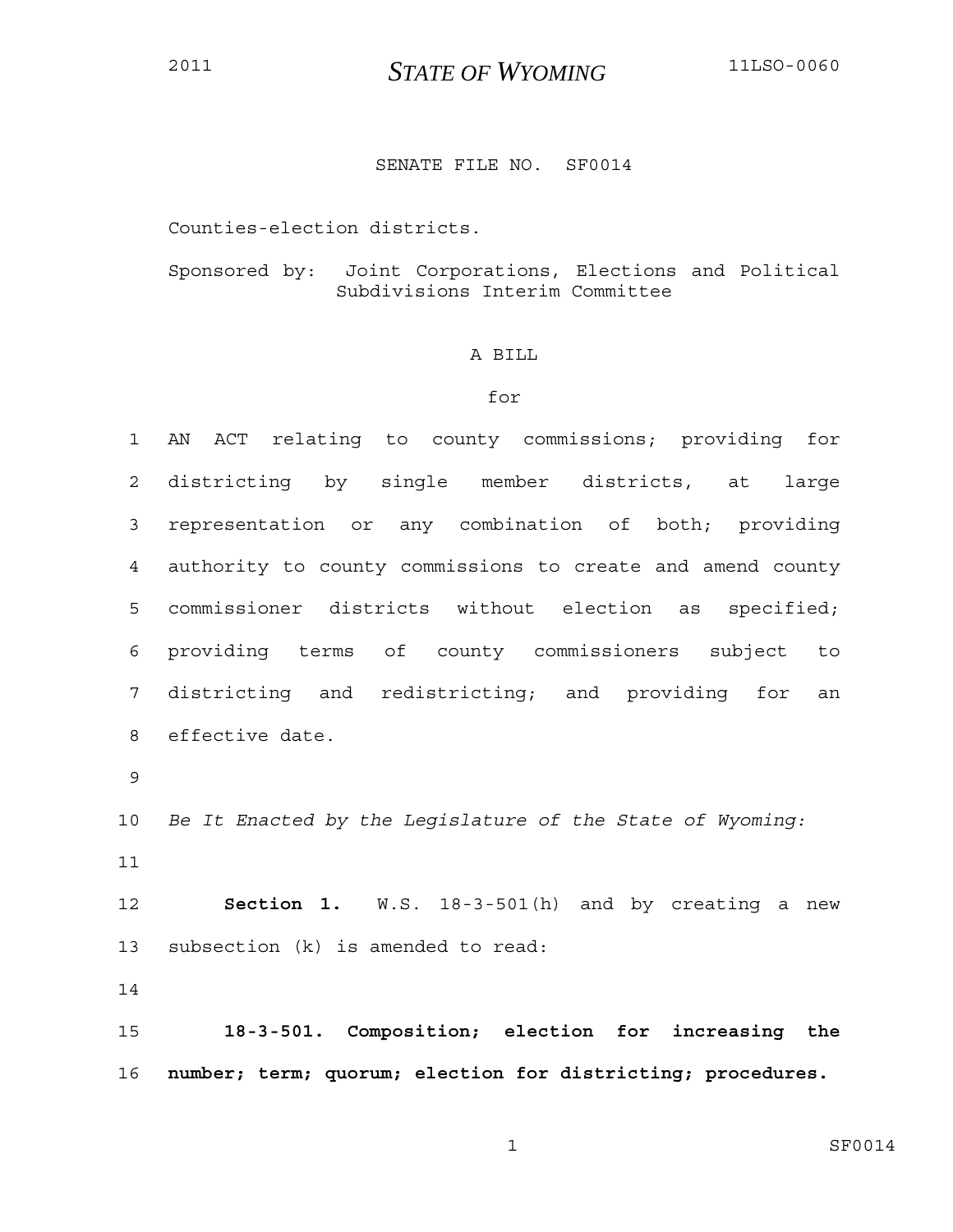2011 **STATE OF WYOMING** 11LSO-0060

SENATE FILE NO. SF0014

Counties-election districts.

Sponsored by: Joint Corporations, Elections and Political Subdivisions Interim Committee

A BILL

for

AN ACT relating to county commissions; providing for districting by single member districts, at large representation or any combination of both; providing authority to county commissions to create and amend county commissioner districts without election as specified; providing terms of county commissioners subject to districting and redistricting; and providing for an effective date.

*Be It Enacted by the Legislature of the State of Wyoming:*

**Section 1.** W.S. 18-3-501(h) and by creating a new subsection (k) is amended to read:

**18-3-501. Composition; election for increasing the number; term; quorum; election for districting; procedures.**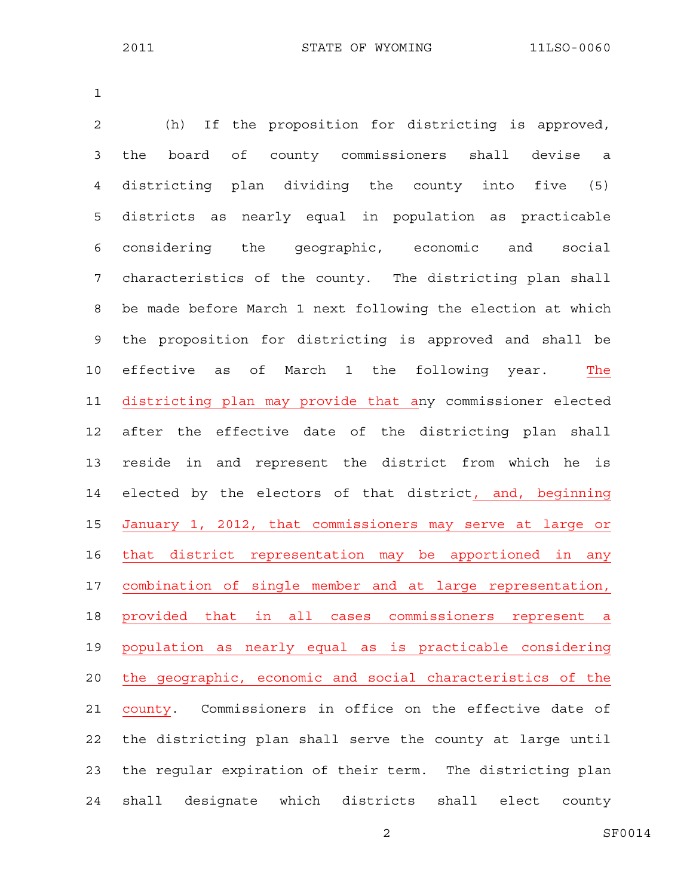(h) If the proposition for districting is approved, the board of county commissioners shall devise a districting plan dividing the county into five (5) districts as nearly equal in population as practicable considering the geographic, economic and social characteristics of the county. The districting plan shall be made before March 1 next following the election at which the proposition for districting is approved and shall be effective as of March 1 the following year. <u>The districting plan may provide that a</u>ny commissioner elected after the effective date of the districting plan shall reside in and represent the district from which he is elected by the electors of that district<u>, and, beginning January 1, 2012, that commissioners may serve at large or that district representation may be apportioned in any combination of single member and at large representation, provided that in all cases commissioners represent a population as nearly equal as is practicable considering the geographic, economic and social characteristics of the county</u>. Commissioners in office on the effective date of the districting plan shall serve the county at large until the regular expiration of their term. The districting plan shall designate which districts shall elect county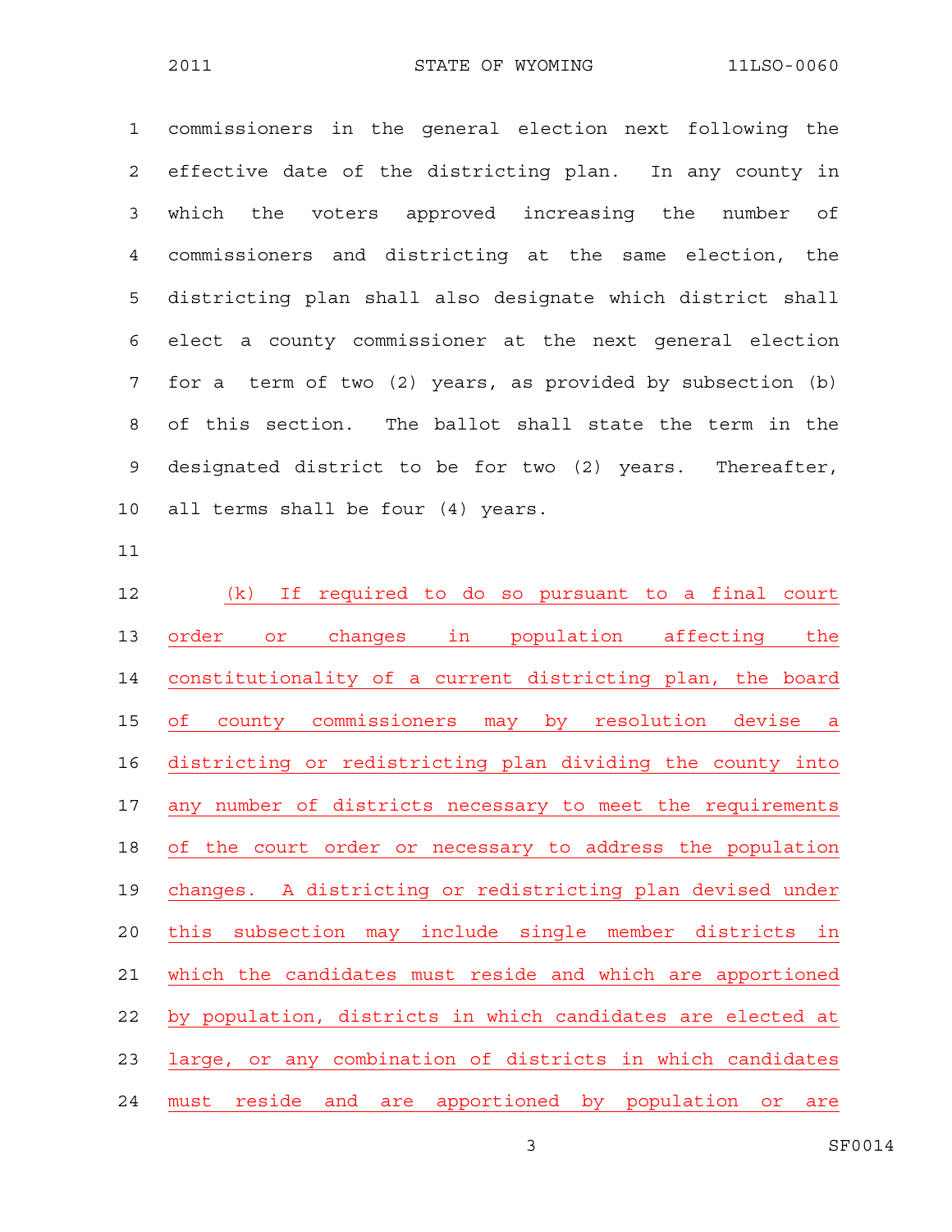commissioners in the general election next following the effective date of the districting plan. In any county in which the voters approved increasing the number of commissioners and districting at the same election, the districting plan shall also designate which district shall elect a county commissioner at the next general election for a term of two (2) years, as provided by subsection (b) of this section. The ballot shall state the term in the designated district to be for two (2) years. Thereafter, all terms shall be four (4) years.

(k) If required to do so pursuant to a final court order or changes in population affecting the constitutionality of a current districting plan, the board of county commissioners may by resolution devise a districting or redistricting plan dividing the county into any number of districts necessary to meet the requirements of the court order or necessary to address the population changes. A districting or redistricting plan devised under this subsection may include single member districts in which the candidates must reside and which are apportioned by population, districts in which candidates are elected at large, or any combination of districts in which candidates must reside and are apportioned by population or are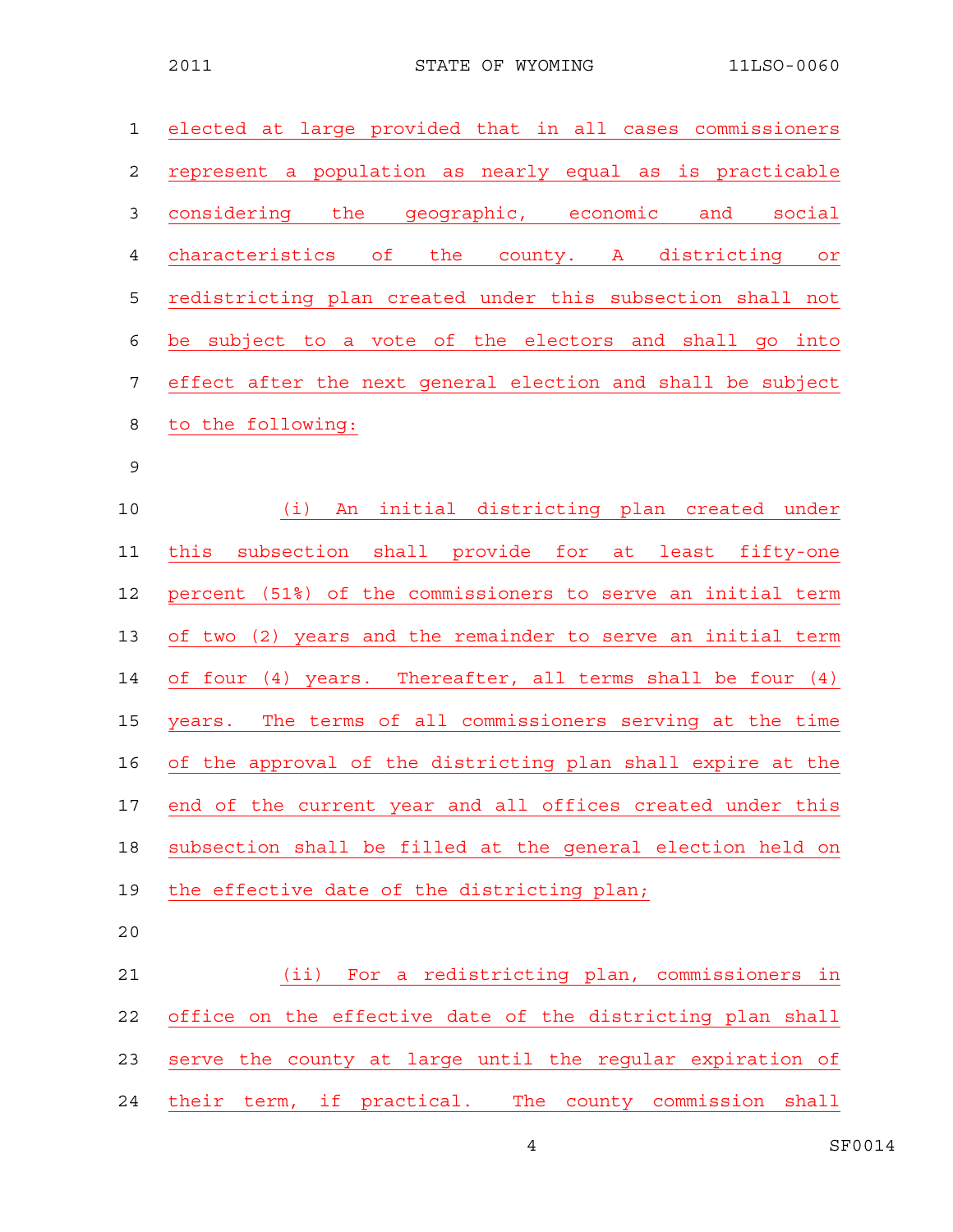elected at large provided that in all cases commissioners represent a population as nearly equal as is practicable considering the geographic, economic and social characteristics of the county. A districting or redistricting plan created under this subsection shall not be subject to a vote of the electors and shall go into effect after the next general election and shall be subject to the following:

(i) An initial districting plan created under this subsection shall provide for at least fifty-one percent (51%) of the commissioners to serve an initial term of two (2) years and the remainder to serve an initial term of four (4) years. Thereafter, all terms shall be four (4) years. The terms of all commissioners serving at the time of the approval of the districting plan shall expire at the end of the current year and all offices created under this subsection shall be filled at the general election held on the effective date of the districting plan;

(ii) For a redistricting plan, commissioners in office on the effective date of the districting plan shall serve the county at large until the regular expiration of their term, if practical. The county commission shall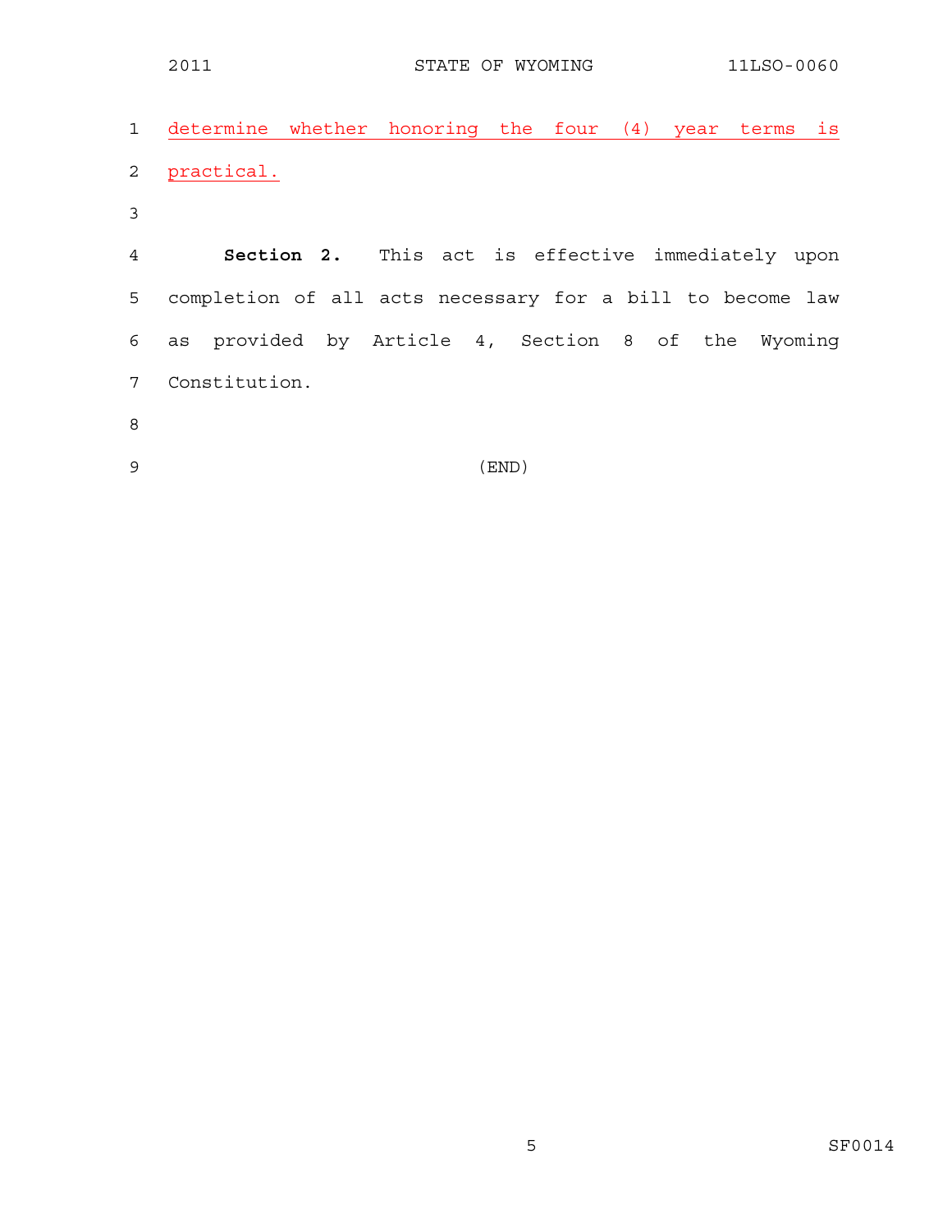determine whether honoring the four (4) year terms is practical.

**Section 2.** This act is effective immediately upon completion of all acts necessary for a bill to become law as provided by Article 4, Section 8 of the Wyoming Constitution.

(END)